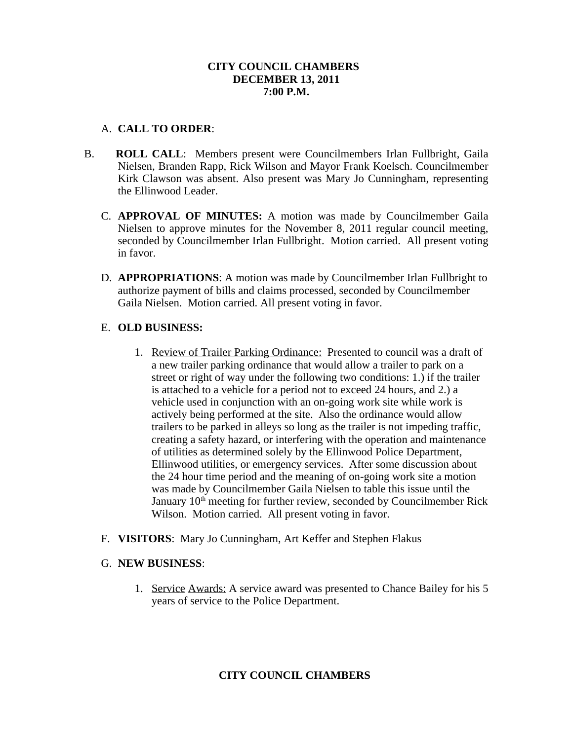**CITY COUNCIL CHAMBERS**
**DECEMBER 13, 2011**
**7:00 P.M.**

A. **CALL TO ORDER**:

B. **ROLL CALL**: Members present were Councilmembers Irlan Fullbright, Gaila Nielsen, Branden Rapp, Rick Wilson and Mayor Frank Koelsch. Councilmember Kirk Clawson was absent. Also present was Mary Jo Cunningham, representing the Ellinwood Leader.

C. **APPROVAL OF MINUTES:** A motion was made by Councilmember Gaila Nielsen to approve minutes for the November 8, 2011 regular council meeting, seconded by Councilmember Irlan Fullbright. Motion carried. All present voting in favor.

D. **APPROPRIATIONS**: A motion was made by Councilmember Irlan Fullbright to authorize payment of bills and claims processed, seconded by Councilmember Gaila Nielsen. Motion carried. All present voting in favor.

E. **OLD BUSINESS:**

1. Review of Trailer Parking Ordinance: Presented to council was a draft of a new trailer parking ordinance that would allow a trailer to park on a street or right of way under the following two conditions: 1.) if the trailer is attached to a vehicle for a period not to exceed 24 hours, and 2.) a vehicle used in conjunction with an on-going work site while work is actively being performed at the site. Also the ordinance would allow trailers to be parked in alleys so long as the trailer is not impeding traffic, creating a safety hazard, or interfering with the operation and maintenance of utilities as determined solely by the Ellinwood Police Department, Ellinwood utilities, or emergency services. After some discussion about the 24 hour time period and the meaning of on-going work site a motion was made by Councilmember Gaila Nielsen to table this issue until the January 10th meeting for further review, seconded by Councilmember Rick Wilson. Motion carried. All present voting in favor.

F. **VISITORS**: Mary Jo Cunningham, Art Keffer and Stephen Flakus

G. **NEW BUSINESS**:

1. Service Awards: A service award was presented to Chance Bailey for his 5 years of service to the Police Department.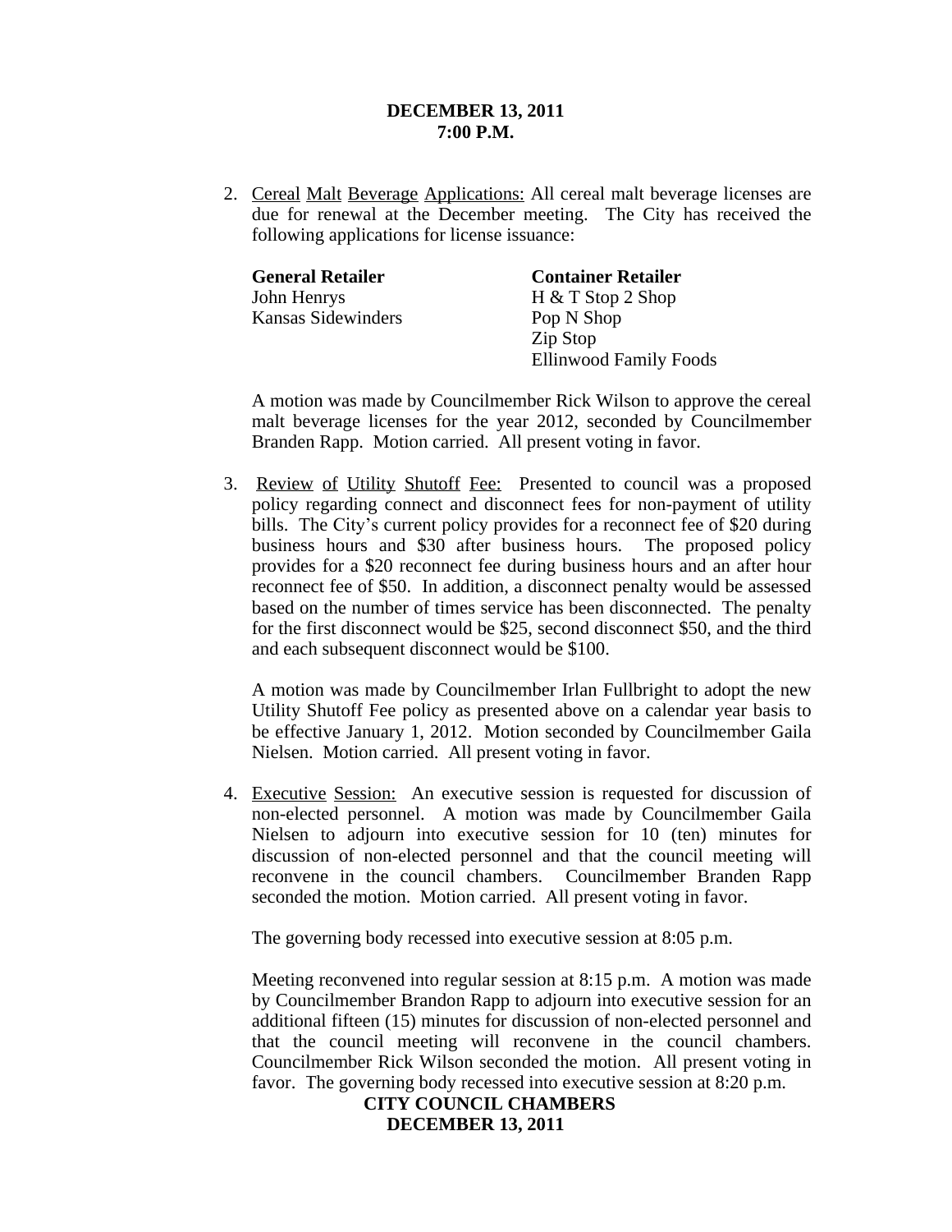**DECEMBER 13, 2011**
**7:00 P.M.**

2. Cereal Malt Beverage Applications: All cereal malt beverage licenses are due for renewal at the December meeting. The City has received the following applications for license issuance:

| **General Retailer** | **Container Retailer** |
|---|---|
| John Henrys | H & T Stop 2 Shop |
| Kansas Sidewinders | Pop N Shop |
| | Zip Stop |
| | Ellinwood Family Foods |

   A motion was made by Councilmember Rick Wilson to approve the cereal malt beverage licenses for the year 2012, seconded by Councilmember Branden Rapp. Motion carried. All present voting in favor.

3. Review of Utility Shutoff Fee: Presented to council was a proposed policy regarding connect and disconnect fees for non-payment of utility bills. The City's current policy provides for a reconnect fee of $20 during business hours and $30 after business hours. The proposed policy provides for a $20 reconnect fee during business hours and an after hour reconnect fee of $50. In addition, a disconnect penalty would be assessed based on the number of times service has been disconnected. The penalty for the first disconnect would be $25, second disconnect $50, and the third and each subsequent disconnect would be $100.

   A motion was made by Councilmember Irlan Fullbright to adopt the new Utility Shutoff Fee policy as presented above on a calendar year basis to be effective January 1, 2012. Motion seconded by Councilmember Gaila Nielsen. Motion carried. All present voting in favor.

4. Executive Session: An executive session is requested for discussion of non-elected personnel. A motion was made by Councilmember Gaila Nielsen to adjourn into executive session for 10 (ten) minutes for discussion of non-elected personnel and that the council meeting will reconvene in the council chambers. Councilmember Branden Rapp seconded the motion. Motion carried. All present voting in favor.

   The governing body recessed into executive session at 8:05 p.m.

   Meeting reconvened into regular session at 8:15 p.m. A motion was made by Councilmember Brandon Rapp to adjourn into executive session for an additional fifteen (15) minutes for discussion of non-elected personnel and that the council meeting will reconvene in the council chambers. Councilmember Rick Wilson seconded the motion. All present voting in favor. The governing body recessed into executive session at 8:20 p.m.

**CITY COUNCIL CHAMBERS**
**DECEMBER 13, 2011**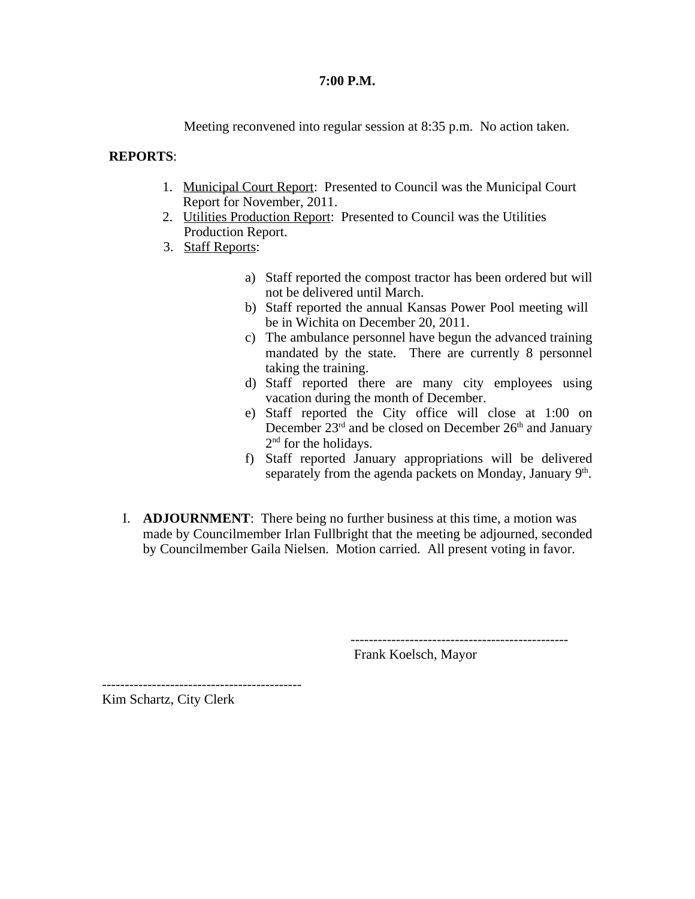**7:00 P.M.**

Meeting reconvened into regular session at 8:35 p.m. No action taken.

**REPORTS**:

1. Municipal Court Report: Presented to Council was the Municipal Court Report for November, 2011.
2. Utilities Production Report: Presented to Council was the Utilities Production Report.
3. Staff Reports:

   a) Staff reported the compost tractor has been ordered but will not be delivered until March.
   b) Staff reported the annual Kansas Power Pool meeting will be in Wichita on December 20, 2011.
   c) The ambulance personnel have begun the advanced training mandated by the state. There are currently 8 personnel taking the training.
   d) Staff reported there are many city employees using vacation during the month of December.
   e) Staff reported the City office will close at 1:00 on December 23rd and be closed on December 26th and January 2nd for the holidays.
   f) Staff reported January appropriations will be delivered separately from the agenda packets on Monday, January 9th.

I. **ADJOURNMENT**: There being no further business at this time, a motion was made by Councilmember Irlan Fullbright that the meeting be adjourned, seconded by Councilmember Gaila Nielsen. Motion carried. All present voting in favor.

------------------------------------------------
Frank Koelsch, Mayor

--------------------------------------------
Kim Schartz, City Clerk